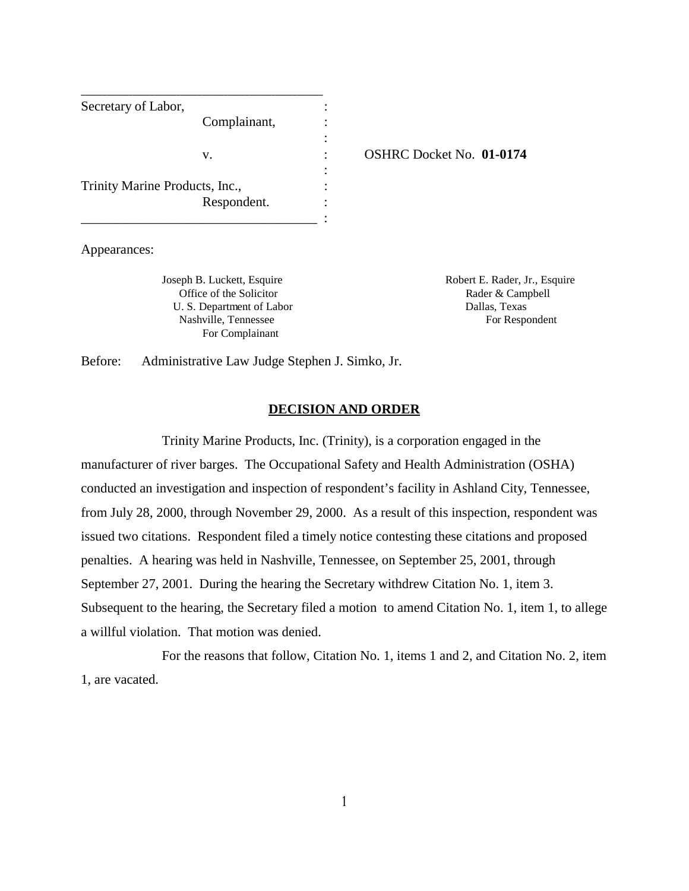Secretary of Labor,
Complainant,

v.

Trinity Marine Products, Inc.,
Respondent.

OSHRC Docket No. **01-0174**

Appearances:

Joseph B. Luckett, Esquire
Office of the Solicitor
U. S. Department of Labor
Nashville, Tennessee
For Complainant

Robert E. Rader, Jr., Esquire
Rader & Campbell
Dallas, Texas
For Respondent

Before: Administrative Law Judge Stephen J. Simko, Jr.

## **DECISION AND ORDER**

Trinity Marine Products, Inc. (Trinity), is a corporation engaged in the manufacturer of river barges. The Occupational Safety and Health Administration (OSHA) conducted an investigation and inspection of respondent's facility in Ashland City, Tennessee, from July 28, 2000, through November 29, 2000. As a result of this inspection, respondent was issued two citations. Respondent filed a timely notice contesting these citations and proposed penalties. A hearing was held in Nashville, Tennessee, on September 25, 2001, through September 27, 2001. During the hearing the Secretary withdrew Citation No. 1, item 3. Subsequent to the hearing, the Secretary filed a motion to amend Citation No. 1, item 1, to allege a willful violation. That motion was denied.

For the reasons that follow, Citation No. 1, items 1 and 2, and Citation No. 2, item 1, are vacated.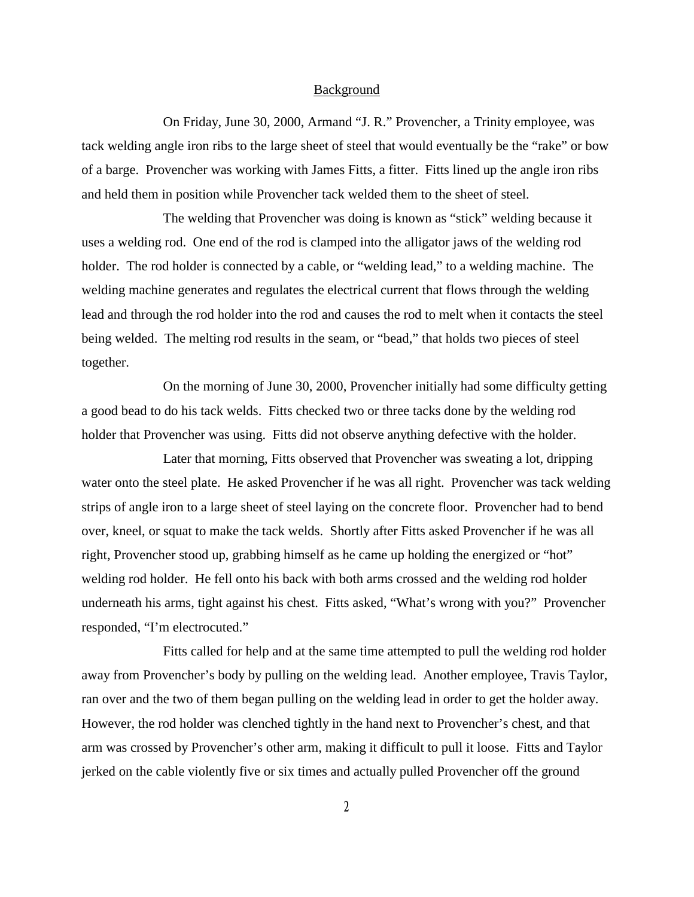## Background

On Friday, June 30, 2000, Armand "J. R." Provencher, a Trinity employee, was tack welding angle iron ribs to the large sheet of steel that would eventually be the "rake" or bow of a barge. Provencher was working with James Fitts, a fitter. Fitts lined up the angle iron ribs and held them in position while Provencher tack welded them to the sheet of steel.

The welding that Provencher was doing is known as "stick" welding because it uses a welding rod. One end of the rod is clamped into the alligator jaws of the welding rod holder. The rod holder is connected by a cable, or "welding lead," to a welding machine. The welding machine generates and regulates the electrical current that flows through the welding lead and through the rod holder into the rod and causes the rod to melt when it contacts the steel being welded. The melting rod results in the seam, or "bead," that holds two pieces of steel together.

On the morning of June 30, 2000, Provencher initially had some difficulty getting a good bead to do his tack welds. Fitts checked two or three tacks done by the welding rod holder that Provencher was using. Fitts did not observe anything defective with the holder.

Later that morning, Fitts observed that Provencher was sweating a lot, dripping water onto the steel plate. He asked Provencher if he was all right. Provencher was tack welding strips of angle iron to a large sheet of steel laying on the concrete floor. Provencher had to bend over, kneel, or squat to make the tack welds. Shortly after Fitts asked Provencher if he was all right, Provencher stood up, grabbing himself as he came up holding the energized or "hot" welding rod holder. He fell onto his back with both arms crossed and the welding rod holder underneath his arms, tight against his chest. Fitts asked, "What's wrong with you?" Provencher responded, "I'm electrocuted."

Fitts called for help and at the same time attempted to pull the welding rod holder away from Provencher's body by pulling on the welding lead. Another employee, Travis Taylor, ran over and the two of them began pulling on the welding lead in order to get the holder away. However, the rod holder was clenched tightly in the hand next to Provencher's chest, and that arm was crossed by Provencher's other arm, making it difficult to pull it loose. Fitts and Taylor jerked on the cable violently five or six times and actually pulled Provencher off the ground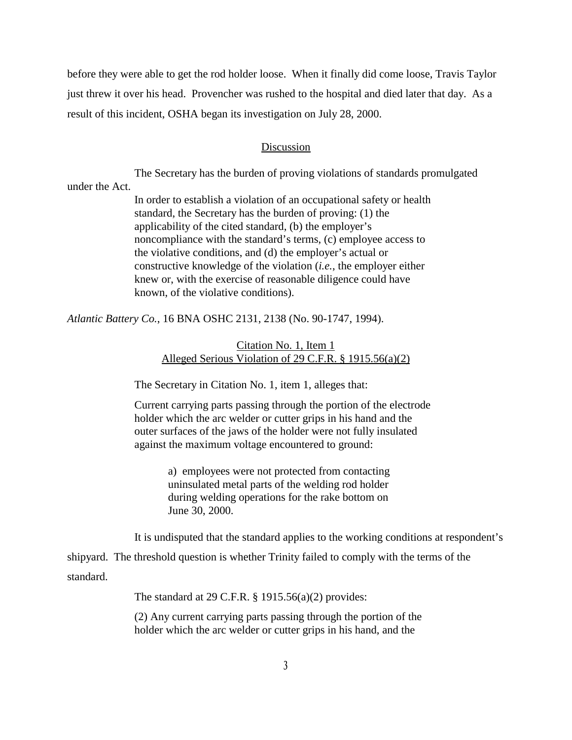before they were able to get the rod holder loose. When it finally did come loose, Travis Taylor just threw it over his head. Provencher was rushed to the hospital and died later that day. As a result of this incident, OSHA began its investigation on July 28, 2000.

## Discussion

The Secretary has the burden of proving violations of standards promulgated under the Act.

> In order to establish a violation of an occupational safety or health standard, the Secretary has the burden of proving: (1) the applicability of the cited standard, (b) the employer's noncompliance with the standard's terms, (c) employee access to the violative conditions, and (d) the employer's actual or constructive knowledge of the violation (*i.e.*, the employer either knew or, with the exercise of reasonable diligence could have known, of the violative conditions).

*Atlantic Battery Co.*, 16 BNA OSHC 2131, 2138 (No. 90-1747, 1994).

### Citation No. 1, Item 1
### Alleged Serious Violation of 29 C.F.R. § 1915.56(a)(2)

The Secretary in Citation No. 1, item 1, alleges that:

> Current carrying parts passing through the portion of the electrode holder which the arc welder or cutter grips in his hand and the outer surfaces of the jaws of the holder were not fully insulated against the maximum voltage encountered to ground:
>
> > a) employees were not protected from contacting uninsulated metal parts of the welding rod holder during welding operations for the rake bottom on June 30, 2000.

It is undisputed that the standard applies to the working conditions at respondent's shipyard. The threshold question is whether Trinity failed to comply with the terms of the standard.

The standard at 29 C.F.R. § 1915.56(a)(2) provides:

> (2) Any current carrying parts passing through the portion of the holder which the arc welder or cutter grips in his hand, and the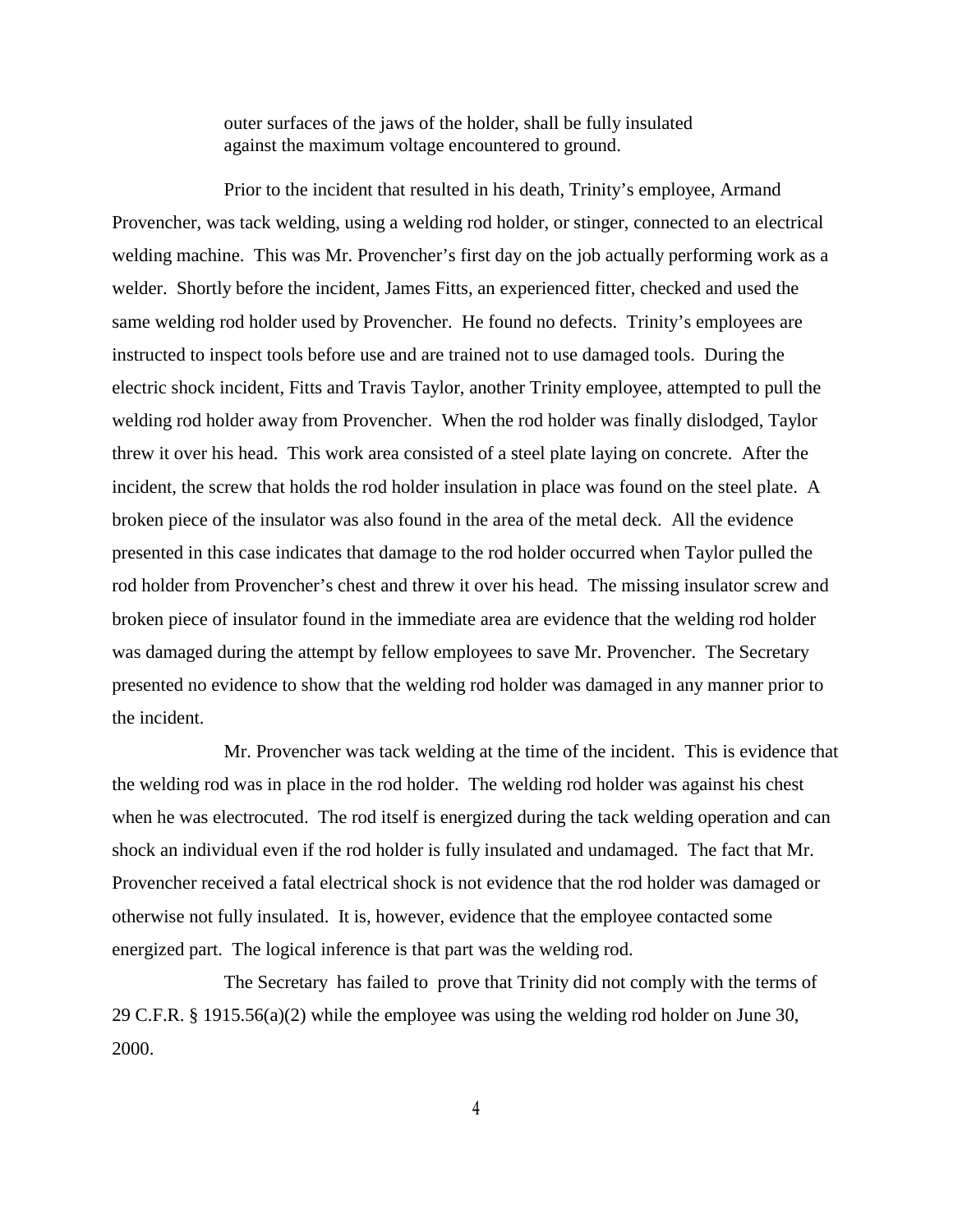> outer surfaces of the jaws of the holder, shall be fully insulated against the maximum voltage encountered to ground.

Prior to the incident that resulted in his death, Trinity's employee, Armand Provencher, was tack welding, using a welding rod holder, or stinger, connected to an electrical welding machine. This was Mr. Provencher's first day on the job actually performing work as a welder. Shortly before the incident, James Fitts, an experienced fitter, checked and used the same welding rod holder used by Provencher. He found no defects. Trinity's employees are instructed to inspect tools before use and are trained not to use damaged tools. During the electric shock incident, Fitts and Travis Taylor, another Trinity employee, attempted to pull the welding rod holder away from Provencher. When the rod holder was finally dislodged, Taylor threw it over his head. This work area consisted of a steel plate laying on concrete. After the incident, the screw that holds the rod holder insulation in place was found on the steel plate. A broken piece of the insulator was also found in the area of the metal deck. All the evidence presented in this case indicates that damage to the rod holder occurred when Taylor pulled the rod holder from Provencher's chest and threw it over his head. The missing insulator screw and broken piece of insulator found in the immediate area are evidence that the welding rod holder was damaged during the attempt by fellow employees to save Mr. Provencher. The Secretary presented no evidence to show that the welding rod holder was damaged in any manner prior to the incident.

Mr. Provencher was tack welding at the time of the incident. This is evidence that the welding rod was in place in the rod holder. The welding rod holder was against his chest when he was electrocuted. The rod itself is energized during the tack welding operation and can shock an individual even if the rod holder is fully insulated and undamaged. The fact that Mr. Provencher received a fatal electrical shock is not evidence that the rod holder was damaged or otherwise not fully insulated. It is, however, evidence that the employee contacted some energized part. The logical inference is that part was the welding rod.

The Secretary has failed to prove that Trinity did not comply with the terms of 29 C.F.R. § 1915.56(a)(2) while the employee was using the welding rod holder on June 30, 2000.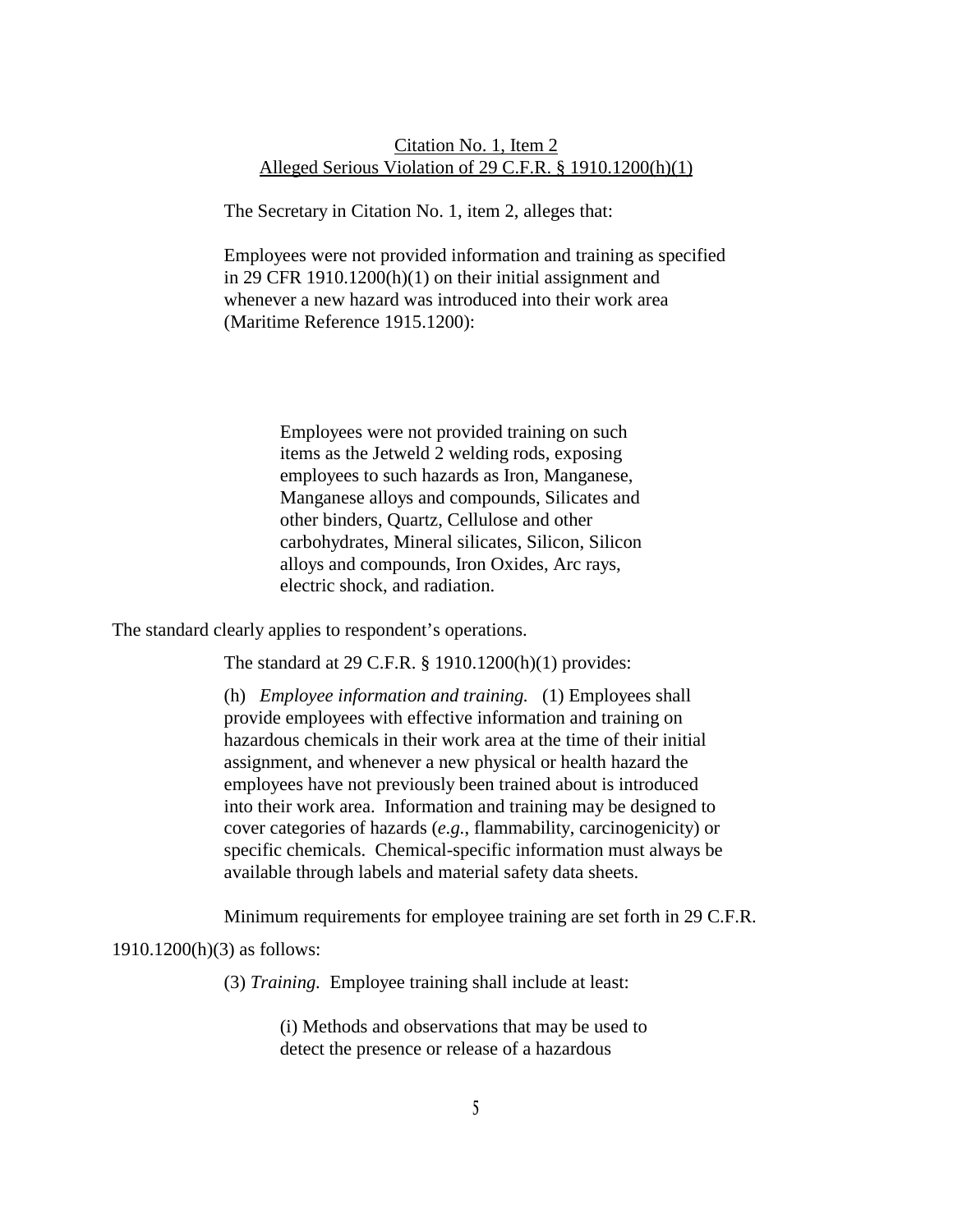<u>Citation No. 1, Item 2</u>
<u>Alleged Serious Violation of 29 C.F.R. § 1910.1200(h)(1)</u>

The Secretary in Citation No. 1, item 2, alleges that:

> Employees were not provided information and training as specified in 29 CFR 1910.1200(h)(1) on their initial assignment and whenever a new hazard was introduced into their work area (Maritime Reference 1915.1200):
>
> > Employees were not provided training on such items as the Jetweld 2 welding rods, exposing employees to such hazards as Iron, Manganese, Manganese alloys and compounds, Silicates and other binders, Quartz, Cellulose and other carbohydrates, Mineral silicates, Silicon, Silicon alloys and compounds, Iron Oxides, Arc rays, electric shock, and radiation.

The standard clearly applies to respondent's operations.

The standard at 29 C.F.R. § 1910.1200(h)(1) provides:

> (h) *Employee information and training.* (1) Employees shall provide employees with effective information and training on hazardous chemicals in their work area at the time of their initial assignment, and whenever a new physical or health hazard the employees have not previously been trained about is introduced into their work area. Information and training may be designed to cover categories of hazards (*e.g.*, flammability, carcinogenicity) or specific chemicals. Chemical-specific information must always be available through labels and material safety data sheets.

Minimum requirements for employee training are set forth in 29 C.F.R. 1910.1200(h)(3) as follows:

> (3) *Training.* Employee training shall include at least:
>
> > (i) Methods and observations that may be used to detect the presence or release of a hazardous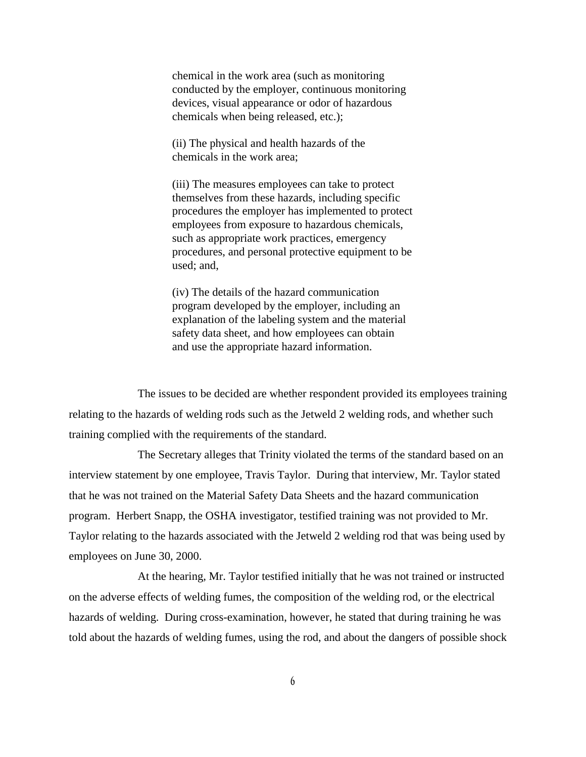> chemical in the work area (such as monitoring conducted by the employer, continuous monitoring devices, visual appearance or odor of hazardous chemicals when being released, etc.);
>
> (ii) The physical and health hazards of the chemicals in the work area;
>
> (iii) The measures employees can take to protect themselves from these hazards, including specific procedures the employer has implemented to protect employees from exposure to hazardous chemicals, such as appropriate work practices, emergency procedures, and personal protective equipment to be used; and,
>
> (iv) The details of the hazard communication program developed by the employer, including an explanation of the labeling system and the material safety data sheet, and how employees can obtain and use the appropriate hazard information.

The issues to be decided are whether respondent provided its employees training relating to the hazards of welding rods such as the Jetweld 2 welding rods, and whether such training complied with the requirements of the standard.

The Secretary alleges that Trinity violated the terms of the standard based on an interview statement by one employee, Travis Taylor. During that interview, Mr. Taylor stated that he was not trained on the Material Safety Data Sheets and the hazard communication program. Herbert Snapp, the OSHA investigator, testified training was not provided to Mr. Taylor relating to the hazards associated with the Jetweld 2 welding rod that was being used by employees on June 30, 2000.

At the hearing, Mr. Taylor testified initially that he was not trained or instructed on the adverse effects of welding fumes, the composition of the welding rod, or the electrical hazards of welding. During cross-examination, however, he stated that during training he was told about the hazards of welding fumes, using the rod, and about the dangers of possible shock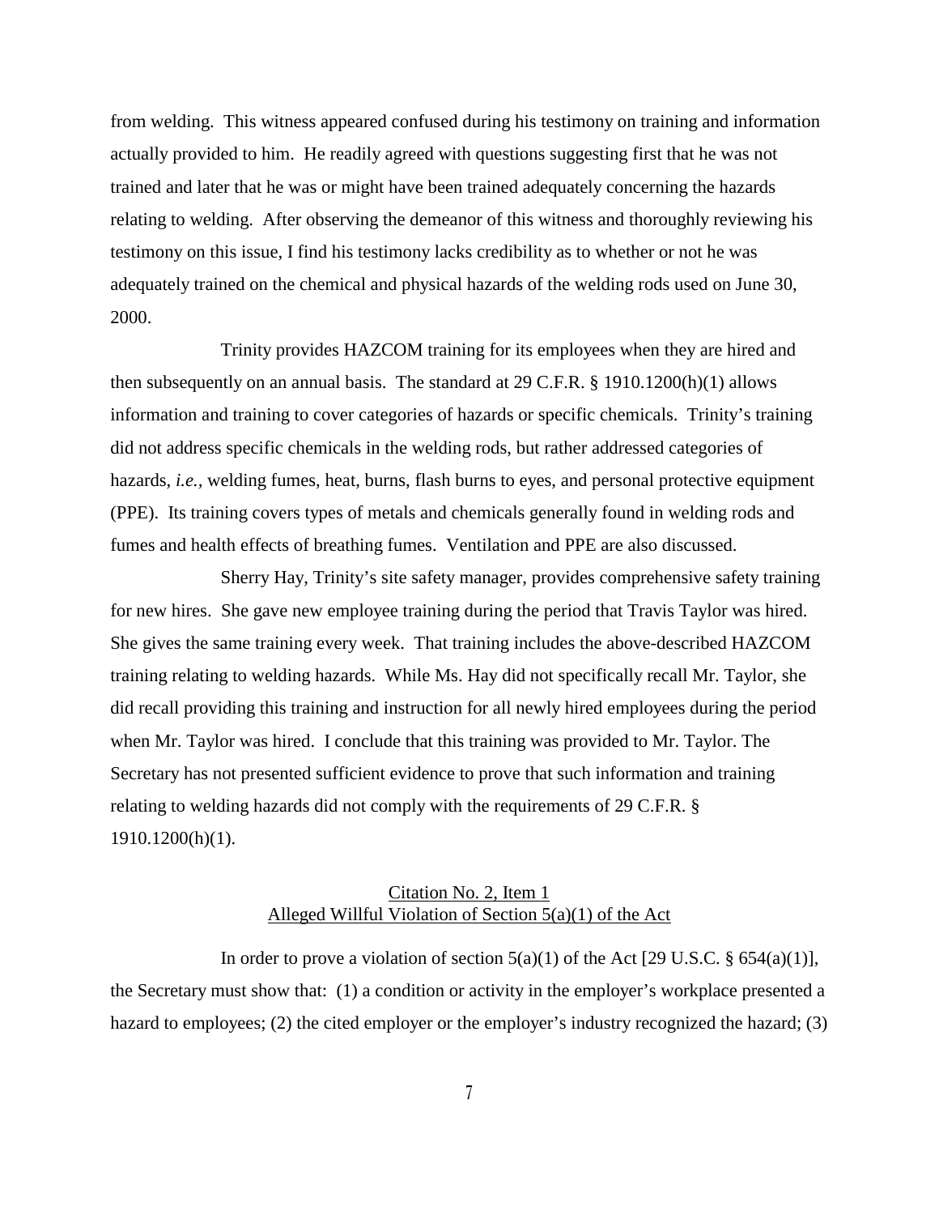from welding. This witness appeared confused during his testimony on training and information actually provided to him. He readily agreed with questions suggesting first that he was not trained and later that he was or might have been trained adequately concerning the hazards relating to welding. After observing the demeanor of this witness and thoroughly reviewing his testimony on this issue, I find his testimony lacks credibility as to whether or not he was adequately trained on the chemical and physical hazards of the welding rods used on June 30, 2000.

Trinity provides HAZCOM training for its employees when they are hired and then subsequently on an annual basis. The standard at 29 C.F.R. § 1910.1200(h)(1) allows information and training to cover categories of hazards or specific chemicals. Trinity's training did not address specific chemicals in the welding rods, but rather addressed categories of hazards, *i.e.*, welding fumes, heat, burns, flash burns to eyes, and personal protective equipment (PPE). Its training covers types of metals and chemicals generally found in welding rods and fumes and health effects of breathing fumes. Ventilation and PPE are also discussed.

Sherry Hay, Trinity's site safety manager, provides comprehensive safety training for new hires. She gave new employee training during the period that Travis Taylor was hired. She gives the same training every week. That training includes the above-described HAZCOM training relating to welding hazards. While Ms. Hay did not specifically recall Mr. Taylor, she did recall providing this training and instruction for all newly hired employees during the period when Mr. Taylor was hired. I conclude that this training was provided to Mr. Taylor. The Secretary has not presented sufficient evidence to prove that such information and training relating to welding hazards did not comply with the requirements of 29 C.F.R. § 1910.1200(h)(1).

## Citation No. 2, Item 1
## Alleged Willful Violation of Section 5(a)(1) of the Act

In order to prove a violation of section 5(a)(1) of the Act [29 U.S.C. § 654(a)(1)], the Secretary must show that: (1) a condition or activity in the employer's workplace presented a hazard to employees; (2) the cited employer or the employer's industry recognized the hazard; (3)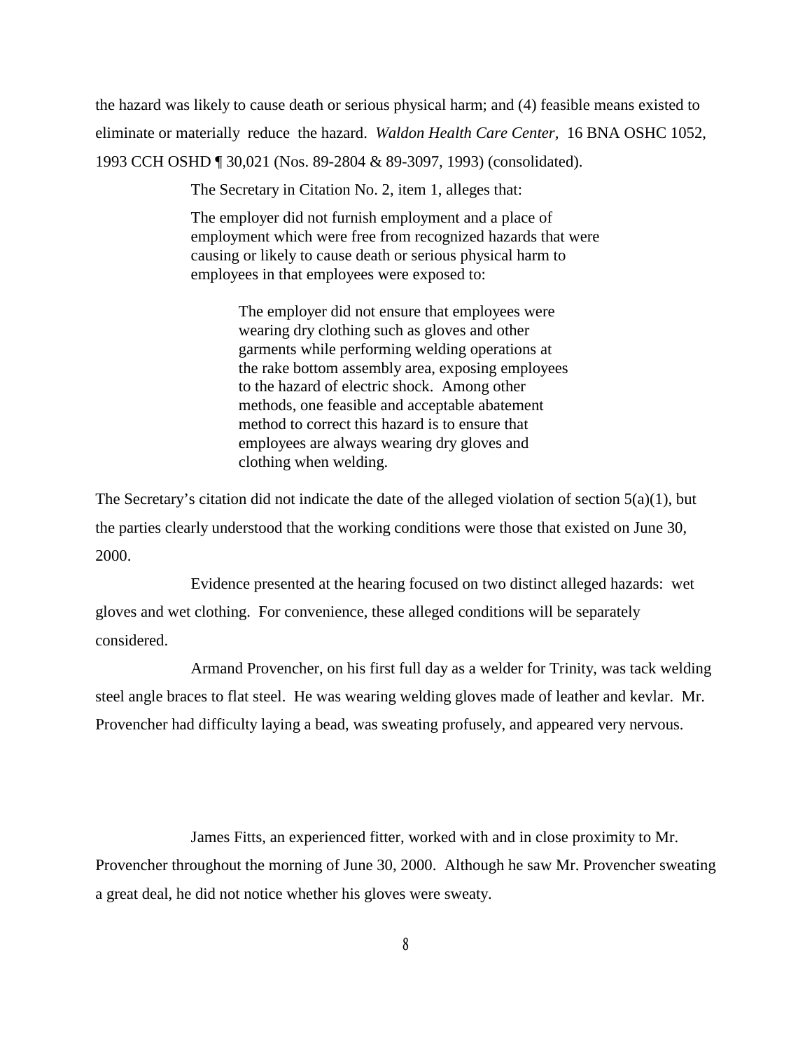the hazard was likely to cause death or serious physical harm; and (4) feasible means existed to eliminate or materially reduce the hazard. *Waldon Health Care Center*, 16 BNA OSHC 1052, 1993 CCH OSHD ¶ 30,021 (Nos. 89-2804 & 89-3097, 1993) (consolidated).

The Secretary in Citation No. 2, item 1, alleges that:

> The employer did not furnish employment and a place of employment which were free from recognized hazards that were causing or likely to cause death or serious physical harm to employees in that employees were exposed to:
>
> > The employer did not ensure that employees were wearing dry clothing such as gloves and other garments while performing welding operations at the rake bottom assembly area, exposing employees to the hazard of electric shock. Among other methods, one feasible and acceptable abatement method to correct this hazard is to ensure that employees are always wearing dry gloves and clothing when welding.

The Secretary's citation did not indicate the date of the alleged violation of section 5(a)(1), but the parties clearly understood that the working conditions were those that existed on June 30, 2000.

Evidence presented at the hearing focused on two distinct alleged hazards: wet gloves and wet clothing. For convenience, these alleged conditions will be separately considered.

Armand Provencher, on his first full day as a welder for Trinity, was tack welding steel angle braces to flat steel. He was wearing welding gloves made of leather and kevlar. Mr. Provencher had difficulty laying a bead, was sweating profusely, and appeared very nervous.

James Fitts, an experienced fitter, worked with and in close proximity to Mr. Provencher throughout the morning of June 30, 2000. Although he saw Mr. Provencher sweating a great deal, he did not notice whether his gloves were sweaty.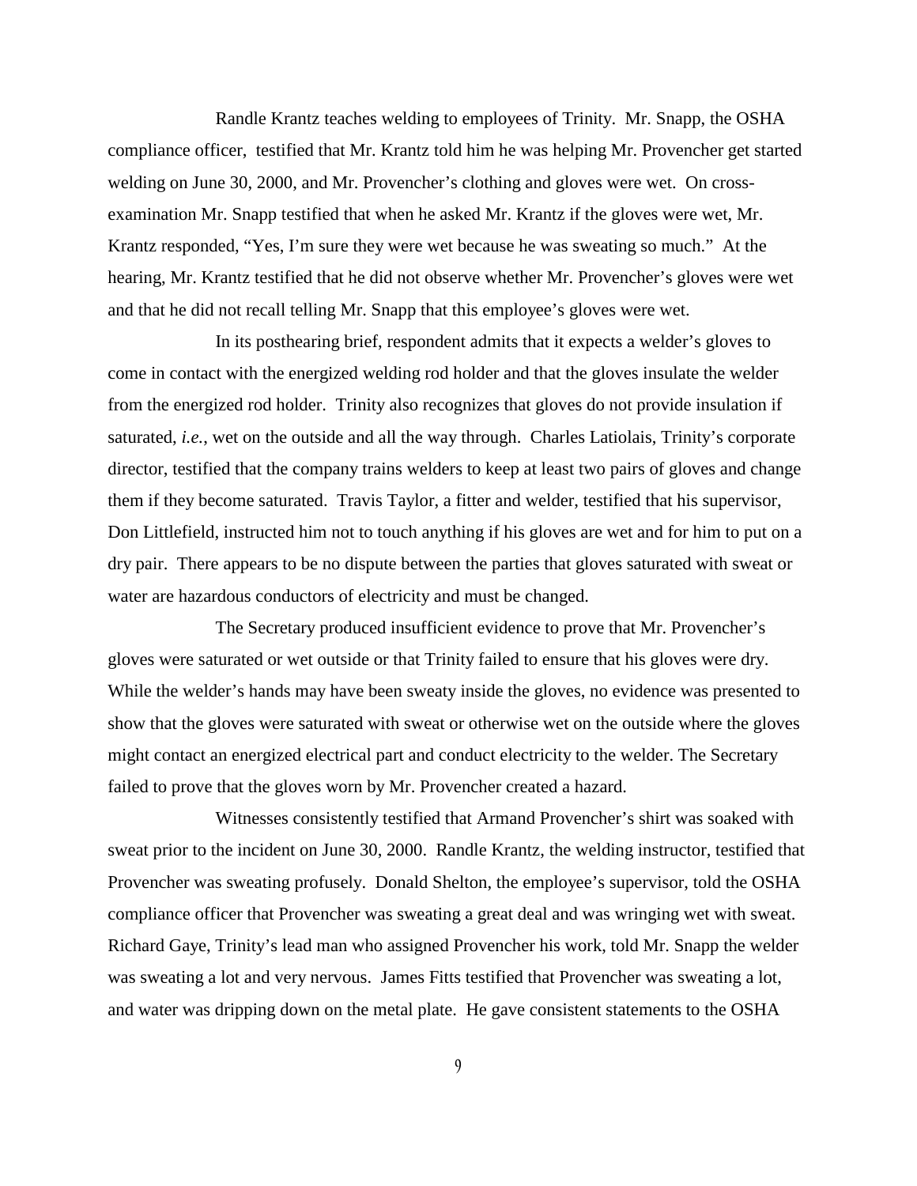Randle Krantz teaches welding to employees of Trinity. Mr. Snapp, the OSHA compliance officer, testified that Mr. Krantz told him he was helping Mr. Provencher get started welding on June 30, 2000, and Mr. Provencher's clothing and gloves were wet. On cross-examination Mr. Snapp testified that when he asked Mr. Krantz if the gloves were wet, Mr. Krantz responded, "Yes, I'm sure they were wet because he was sweating so much." At the hearing, Mr. Krantz testified that he did not observe whether Mr. Provencher's gloves were wet and that he did not recall telling Mr. Snapp that this employee's gloves were wet.

In its posthearing brief, respondent admits that it expects a welder's gloves to come in contact with the energized welding rod holder and that the gloves insulate the welder from the energized rod holder. Trinity also recognizes that gloves do not provide insulation if saturated, *i.e.*, wet on the outside and all the way through. Charles Latiolais, Trinity's corporate director, testified that the company trains welders to keep at least two pairs of gloves and change them if they become saturated. Travis Taylor, a fitter and welder, testified that his supervisor, Don Littlefield, instructed him not to touch anything if his gloves are wet and for him to put on a dry pair. There appears to be no dispute between the parties that gloves saturated with sweat or water are hazardous conductors of electricity and must be changed.

The Secretary produced insufficient evidence to prove that Mr. Provencher's gloves were saturated or wet outside or that Trinity failed to ensure that his gloves were dry. While the welder's hands may have been sweaty inside the gloves, no evidence was presented to show that the gloves were saturated with sweat or otherwise wet on the outside where the gloves might contact an energized electrical part and conduct electricity to the welder. The Secretary failed to prove that the gloves worn by Mr. Provencher created a hazard.

Witnesses consistently testified that Armand Provencher's shirt was soaked with sweat prior to the incident on June 30, 2000. Randle Krantz, the welding instructor, testified that Provencher was sweating profusely. Donald Shelton, the employee's supervisor, told the OSHA compliance officer that Provencher was sweating a great deal and was wringing wet with sweat. Richard Gaye, Trinity's lead man who assigned Provencher his work, told Mr. Snapp the welder was sweating a lot and very nervous. James Fitts testified that Provencher was sweating a lot, and water was dripping down on the metal plate. He gave consistent statements to the OSHA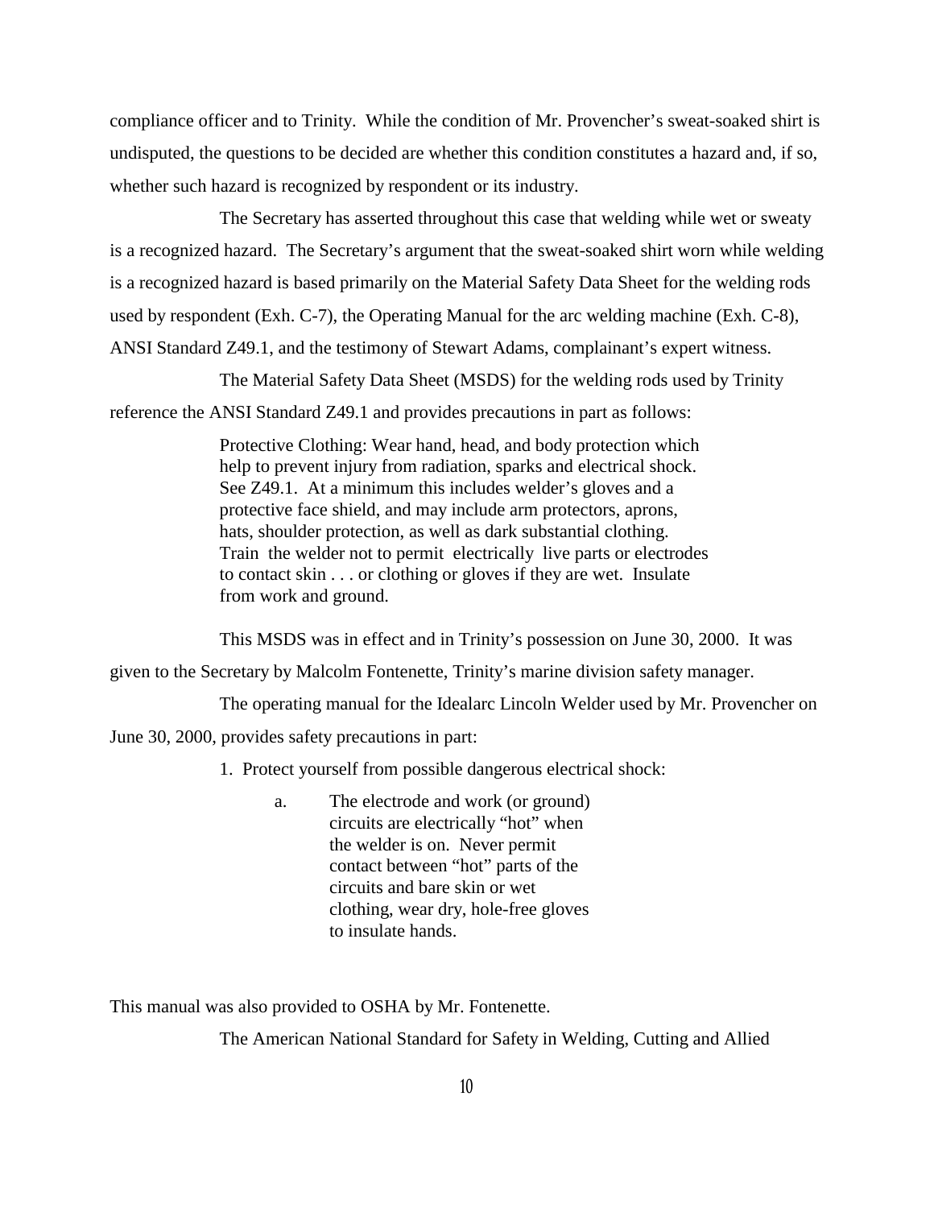compliance officer and to Trinity. While the condition of Mr. Provencher's sweat-soaked shirt is undisputed, the questions to be decided are whether this condition constitutes a hazard and, if so, whether such hazard is recognized by respondent or its industry.

The Secretary has asserted throughout this case that welding while wet or sweaty is a recognized hazard. The Secretary's argument that the sweat-soaked shirt worn while welding is a recognized hazard is based primarily on the Material Safety Data Sheet for the welding rods used by respondent (Exh. C-7), the Operating Manual for the arc welding machine (Exh. C-8), ANSI Standard Z49.1, and the testimony of Stewart Adams, complainant's expert witness.

The Material Safety Data Sheet (MSDS) for the welding rods used by Trinity reference the ANSI Standard Z49.1 and provides precautions in part as follows:

> Protective Clothing: Wear hand, head, and body protection which help to prevent injury from radiation, sparks and electrical shock. See Z49.1. At a minimum this includes welder's gloves and a protective face shield, and may include arm protectors, aprons, hats, shoulder protection, as well as dark substantial clothing. Train the welder not to permit electrically live parts or electrodes to contact skin . . . or clothing or gloves if they are wet. Insulate from work and ground.

This MSDS was in effect and in Trinity's possession on June 30, 2000. It was given to the Secretary by Malcolm Fontenette, Trinity's marine division safety manager.

The operating manual for the Idealarc Lincoln Welder used by Mr. Provencher on June 30, 2000, provides safety precautions in part:

> 1. Protect yourself from possible dangerous electrical shock:
>
>    a. The electrode and work (or ground) circuits are electrically "hot" when the welder is on. Never permit contact between "hot" parts of the circuits and bare skin or wet clothing, wear dry, hole-free gloves to insulate hands.

This manual was also provided to OSHA by Mr. Fontenette.

The American National Standard for Safety in Welding, Cutting and Allied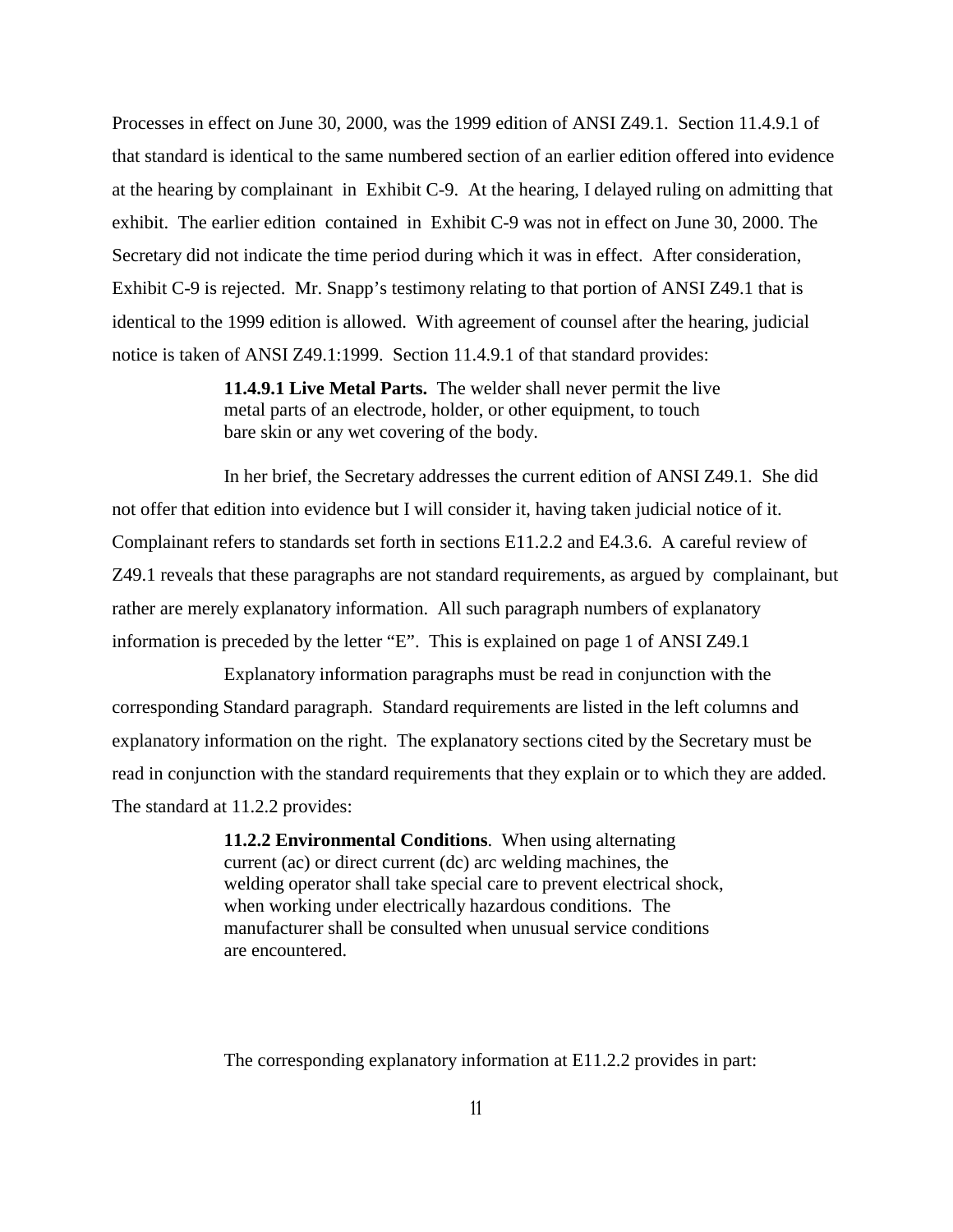Processes in effect on June 30, 2000, was the 1999 edition of ANSI Z49.1. Section 11.4.9.1 of that standard is identical to the same numbered section of an earlier edition offered into evidence at the hearing by complainant in Exhibit C-9. At the hearing, I delayed ruling on admitting that exhibit. The earlier edition contained in Exhibit C-9 was not in effect on June 30, 2000. The Secretary did not indicate the time period during which it was in effect. After consideration, Exhibit C-9 is rejected. Mr. Snapp's testimony relating to that portion of ANSI Z49.1 that is identical to the 1999 edition is allowed. With agreement of counsel after the hearing, judicial notice is taken of ANSI Z49.1:1999. Section 11.4.9.1 of that standard provides:

> **11.4.9.1 Live Metal Parts.** The welder shall never permit the live metal parts of an electrode, holder, or other equipment, to touch bare skin or any wet covering of the body.

In her brief, the Secretary addresses the current edition of ANSI Z49.1. She did not offer that edition into evidence but I will consider it, having taken judicial notice of it. Complainant refers to standards set forth in sections E11.2.2 and E4.3.6. A careful review of Z49.1 reveals that these paragraphs are not standard requirements, as argued by complainant, but rather are merely explanatory information. All such paragraph numbers of explanatory information is preceded by the letter "E". This is explained on page 1 of ANSI Z49.1

Explanatory information paragraphs must be read in conjunction with the corresponding Standard paragraph. Standard requirements are listed in the left columns and explanatory information on the right. The explanatory sections cited by the Secretary must be read in conjunction with the standard requirements that they explain or to which they are added. The standard at 11.2.2 provides:

> **11.2.2 Environmental Conditions**. When using alternating current (ac) or direct current (dc) arc welding machines, the welding operator shall take special care to prevent electrical shock, when working under electrically hazardous conditions. The manufacturer shall be consulted when unusual service conditions are encountered.

The corresponding explanatory information at E11.2.2 provides in part: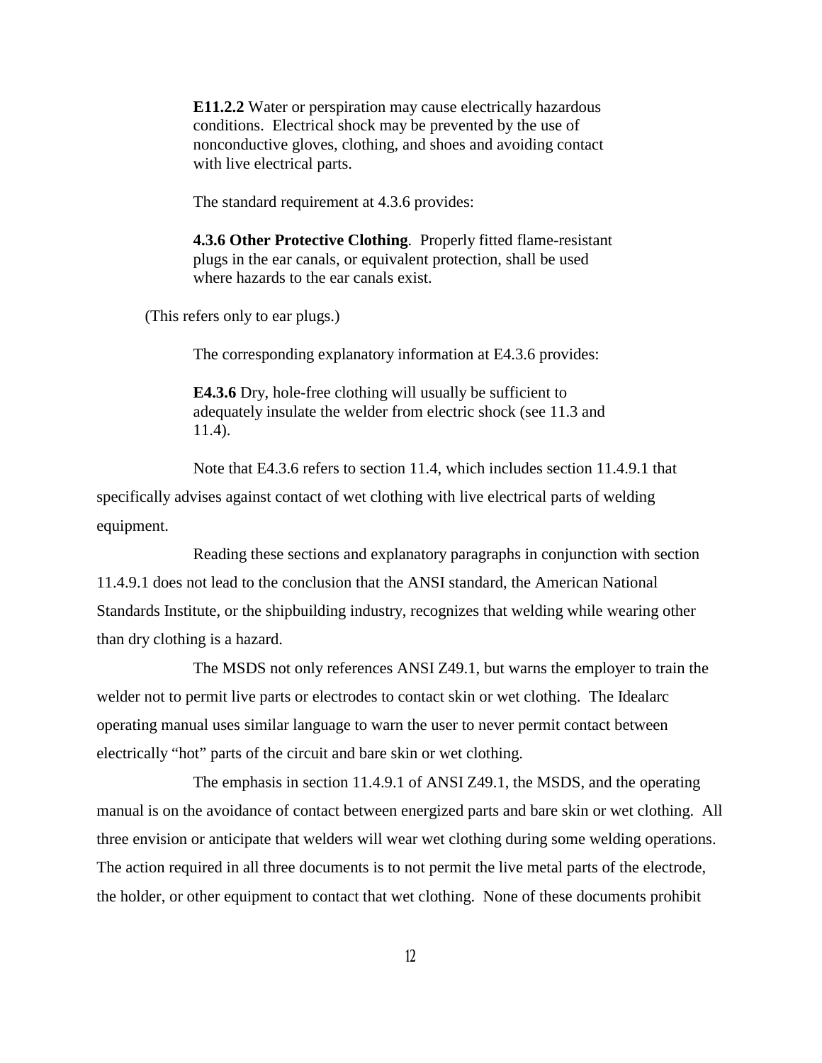> **E11.2.2** Water or perspiration may cause electrically hazardous conditions. Electrical shock may be prevented by the use of nonconductive gloves, clothing, and shoes and avoiding contact with live electrical parts.

The standard requirement at 4.3.6 provides:

> **4.3.6 Other Protective Clothing**. Properly fitted flame-resistant plugs in the ear canals, or equivalent protection, shall be used where hazards to the ear canals exist.

(This refers only to ear plugs.)

The corresponding explanatory information at E4.3.6 provides:

> **E4.3.6** Dry, hole-free clothing will usually be sufficient to adequately insulate the welder from electric shock (see 11.3 and 11.4).

Note that E4.3.6 refers to section 11.4, which includes section 11.4.9.1 that specifically advises against contact of wet clothing with live electrical parts of welding equipment.

Reading these sections and explanatory paragraphs in conjunction with section 11.4.9.1 does not lead to the conclusion that the ANSI standard, the American National Standards Institute, or the shipbuilding industry, recognizes that welding while wearing other than dry clothing is a hazard.

The MSDS not only references ANSI Z49.1, but warns the employer to train the welder not to permit live parts or electrodes to contact skin or wet clothing. The Idealarc operating manual uses similar language to warn the user to never permit contact between electrically "hot" parts of the circuit and bare skin or wet clothing.

The emphasis in section 11.4.9.1 of ANSI Z49.1, the MSDS, and the operating manual is on the avoidance of contact between energized parts and bare skin or wet clothing. All three envision or anticipate that welders will wear wet clothing during some welding operations. The action required in all three documents is to not permit the live metal parts of the electrode, the holder, or other equipment to contact that wet clothing. None of these documents prohibit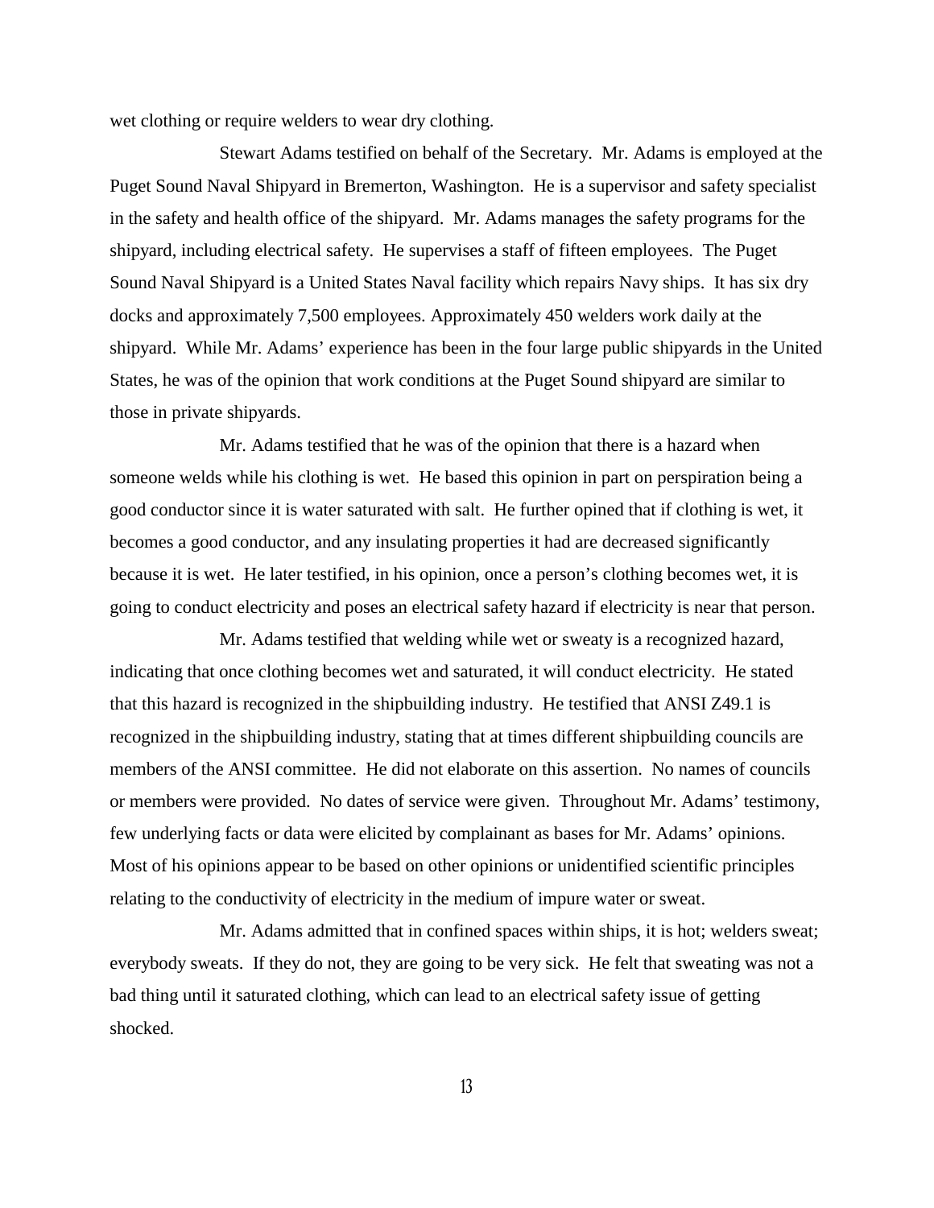wet clothing or require welders to wear dry clothing.

Stewart Adams testified on behalf of the Secretary. Mr. Adams is employed at the Puget Sound Naval Shipyard in Bremerton, Washington. He is a supervisor and safety specialist in the safety and health office of the shipyard. Mr. Adams manages the safety programs for the shipyard, including electrical safety. He supervises a staff of fifteen employees. The Puget Sound Naval Shipyard is a United States Naval facility which repairs Navy ships. It has six dry docks and approximately 7,500 employees. Approximately 450 welders work daily at the shipyard. While Mr. Adams' experience has been in the four large public shipyards in the United States, he was of the opinion that work conditions at the Puget Sound shipyard are similar to those in private shipyards.

Mr. Adams testified that he was of the opinion that there is a hazard when someone welds while his clothing is wet. He based this opinion in part on perspiration being a good conductor since it is water saturated with salt. He further opined that if clothing is wet, it becomes a good conductor, and any insulating properties it had are decreased significantly because it is wet. He later testified, in his opinion, once a person's clothing becomes wet, it is going to conduct electricity and poses an electrical safety hazard if electricity is near that person.

Mr. Adams testified that welding while wet or sweaty is a recognized hazard, indicating that once clothing becomes wet and saturated, it will conduct electricity. He stated that this hazard is recognized in the shipbuilding industry. He testified that ANSI Z49.1 is recognized in the shipbuilding industry, stating that at times different shipbuilding councils are members of the ANSI committee. He did not elaborate on this assertion. No names of councils or members were provided. No dates of service were given. Throughout Mr. Adams' testimony, few underlying facts or data were elicited by complainant as bases for Mr. Adams' opinions. Most of his opinions appear to be based on other opinions or unidentified scientific principles relating to the conductivity of electricity in the medium of impure water or sweat.

Mr. Adams admitted that in confined spaces within ships, it is hot; welders sweat; everybody sweats. If they do not, they are going to be very sick. He felt that sweating was not a bad thing until it saturated clothing, which can lead to an electrical safety issue of getting shocked.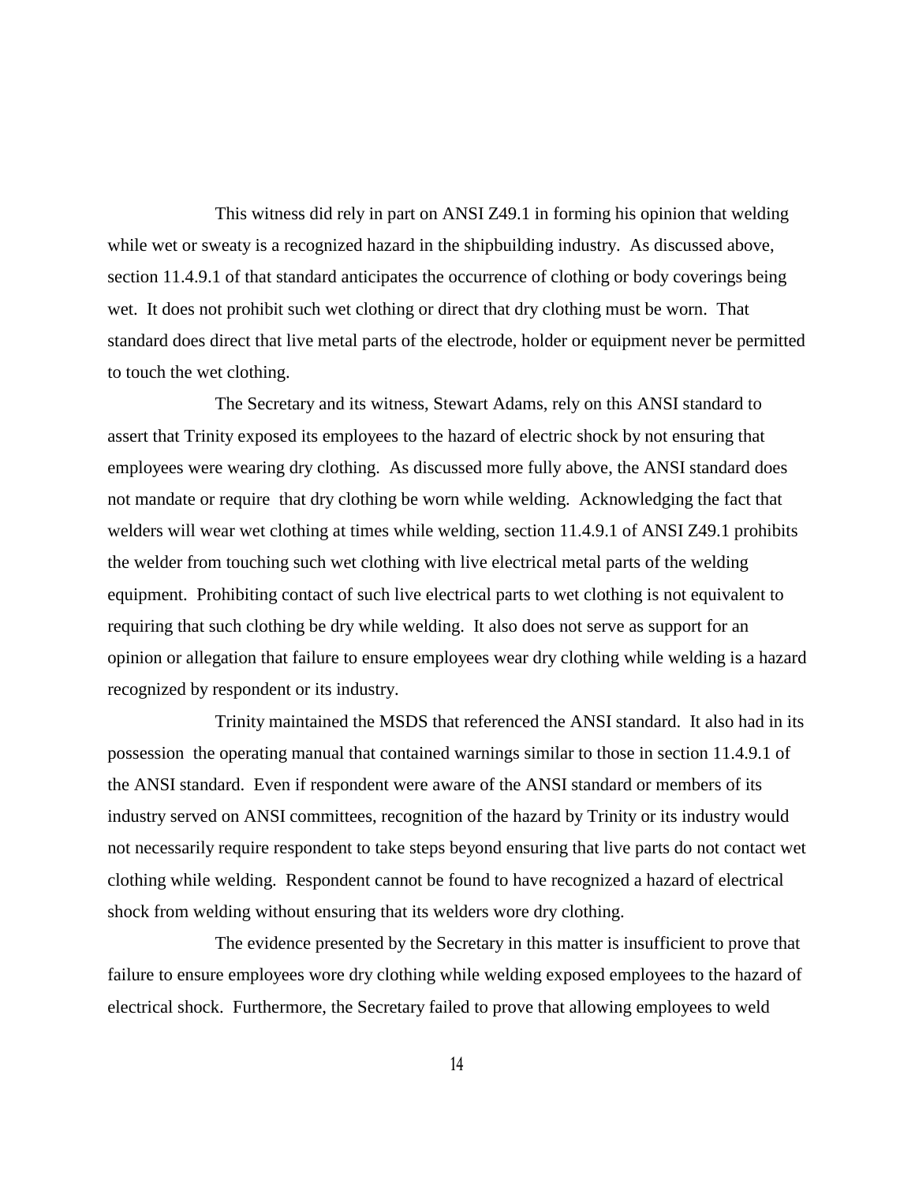This witness did rely in part on ANSI Z49.1 in forming his opinion that welding while wet or sweaty is a recognized hazard in the shipbuilding industry. As discussed above, section 11.4.9.1 of that standard anticipates the occurrence of clothing or body coverings being wet. It does not prohibit such wet clothing or direct that dry clothing must be worn. That standard does direct that live metal parts of the electrode, holder or equipment never be permitted to touch the wet clothing.

The Secretary and its witness, Stewart Adams, rely on this ANSI standard to assert that Trinity exposed its employees to the hazard of electric shock by not ensuring that employees were wearing dry clothing. As discussed more fully above, the ANSI standard does not mandate or require that dry clothing be worn while welding. Acknowledging the fact that welders will wear wet clothing at times while welding, section 11.4.9.1 of ANSI Z49.1 prohibits the welder from touching such wet clothing with live electrical metal parts of the welding equipment. Prohibiting contact of such live electrical parts to wet clothing is not equivalent to requiring that such clothing be dry while welding. It also does not serve as support for an opinion or allegation that failure to ensure employees wear dry clothing while welding is a hazard recognized by respondent or its industry.

Trinity maintained the MSDS that referenced the ANSI standard. It also had in its possession the operating manual that contained warnings similar to those in section 11.4.9.1 of the ANSI standard. Even if respondent were aware of the ANSI standard or members of its industry served on ANSI committees, recognition of the hazard by Trinity or its industry would not necessarily require respondent to take steps beyond ensuring that live parts do not contact wet clothing while welding. Respondent cannot be found to have recognized a hazard of electrical shock from welding without ensuring that its welders wore dry clothing.

The evidence presented by the Secretary in this matter is insufficient to prove that failure to ensure employees wore dry clothing while welding exposed employees to the hazard of electrical shock. Furthermore, the Secretary failed to prove that allowing employees to weld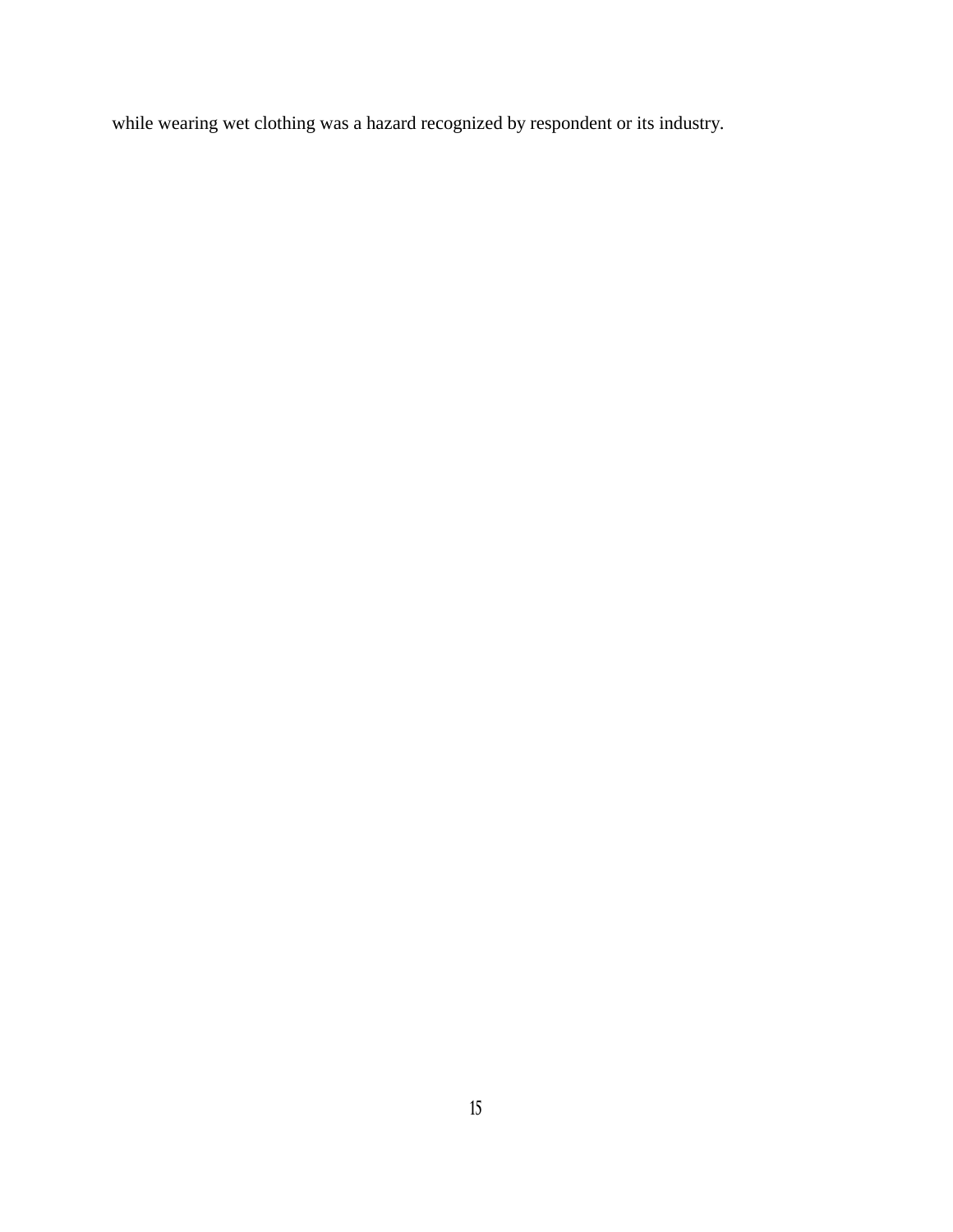while wearing wet clothing was a hazard recognized by respondent or its industry.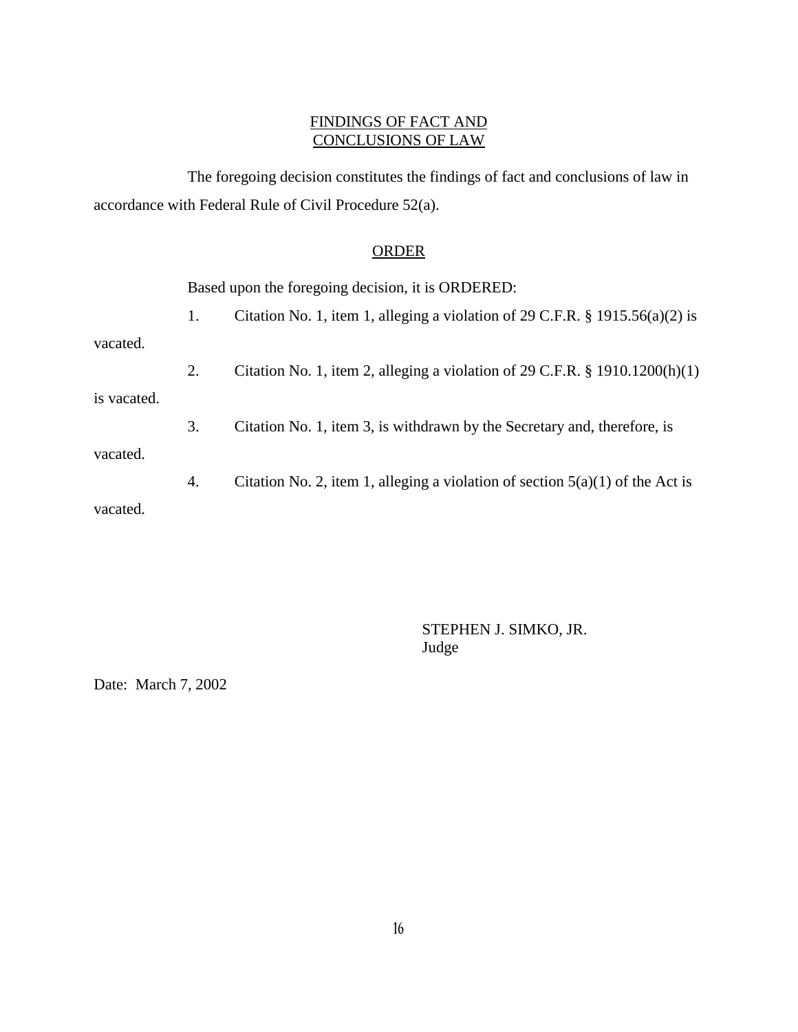## FINDINGS OF FACT AND CONCLUSIONS OF LAW

The foregoing decision constitutes the findings of fact and conclusions of law in accordance with Federal Rule of Civil Procedure 52(a).

## ORDER

Based upon the foregoing decision, it is ORDERED:

1. Citation No. 1, item 1, alleging a violation of 29 C.F.R. § 1915.56(a)(2) is vacated.

2. Citation No. 1, item 2, alleging a violation of 29 C.F.R. § 1910.1200(h)(1) is vacated.

3. Citation No. 1, item 3, is withdrawn by the Secretary and, therefore, is vacated.

4. Citation No. 2, item 1, alleging a violation of section 5(a)(1) of the Act is vacated.

STEPHEN J. SIMKO, JR.
Judge

Date: March 7, 2002